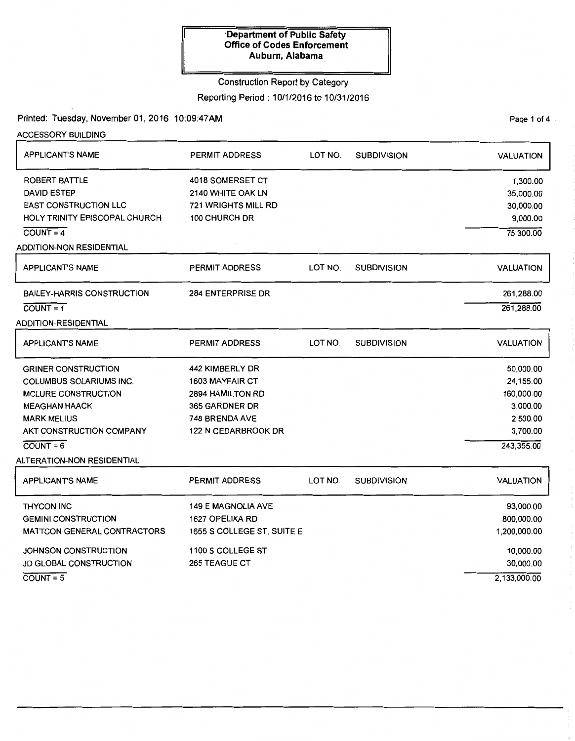**Department of Public Safety**
**Office of Codes Enforcement**
**Auburn, Alabama**

Construction Report by Category

Reporting Period : 10/1/2016 to 10/31/2016

Printed: Tuesday, November 01, 2016 10:09:47AM

## ACCESSORY BUILDING

| APPLICANT'S NAME | PERMIT ADDRESS | LOT NO. | SUBDIVISION | VALUATION |
|---|---|---|---|---|
| ROBERT BATTLE | 4018 SOMERSET CT | | | 1,300.00 |
| DAVID ESTEP | 2140 WHITE OAK LN | | | 35,000.00 |
| EAST CONSTRUCTION LLC | 721 WRIGHTS MILL RD | | | 30,000.00 |
| HOLY TRINITY EPISCOPAL CHURCH | 100 CHURCH DR | | | 9,000.00 |
| COUNT = 4 | | | | 75,300.00 |

## ADDITION-NON RESIDENTIAL

| APPLICANT'S NAME | PERMIT ADDRESS | LOT NO. | SUBDIVISION | VALUATION |
|---|---|---|---|---|
| BAILEY-HARRIS CONSTRUCTION | 284 ENTERPRISE DR | | | 261,288.00 |
| COUNT = 1 | | | | 261,288.00 |

## ADDITION-RESIDENTIAL

| APPLICANT'S NAME | PERMIT ADDRESS | LOT NO. | SUBDIVISION | VALUATION |
|---|---|---|---|---|
| GRINER CONSTRUCTION | 442 KIMBERLY DR | | | 50,000.00 |
| COLUMBUS SOLARIUMS INC. | 1603 MAYFAIR CT | | | 24,155.00 |
| MCLURE CONSTRUCTION | 2894 HAMILTON RD | | | 160,000.00 |
| MEAGHAN HAACK | 365 GARDNER DR | | | 3,000.00 |
| MARK MELIUS | 748 BRENDA AVE | | | 2,500.00 |
| AKT CONSTRUCTION COMPANY | 122 N CEDARBROOK DR | | | 3,700.00 |
| COUNT = 6 | | | | 243,355.00 |

## ALTERATION-NON RESIDENTIAL

| APPLICANT'S NAME | PERMIT ADDRESS | LOT NO. | SUBDIVISION | VALUATION |
|---|---|---|---|---|
| THYCON INC | 149 E MAGNOLIA AVE | | | 93,000.00 |
| GEMINI CONSTRUCTION | 1627 OPELIKA RD | | | 800,000.00 |
| MATTCON GENERAL CONTRACTORS | 1655 S COLLEGE ST, SUITE E | | | 1,200,000.00 |
| JOHNSON CONSTRUCTION | 1100 S COLLEGE ST | | | 10,000.00 |
| JD GLOBAL CONSTRUCTION | 265 TEAGUE CT | | | 30,000.00 |
| COUNT = 5 | | | | 2,133,000.00 |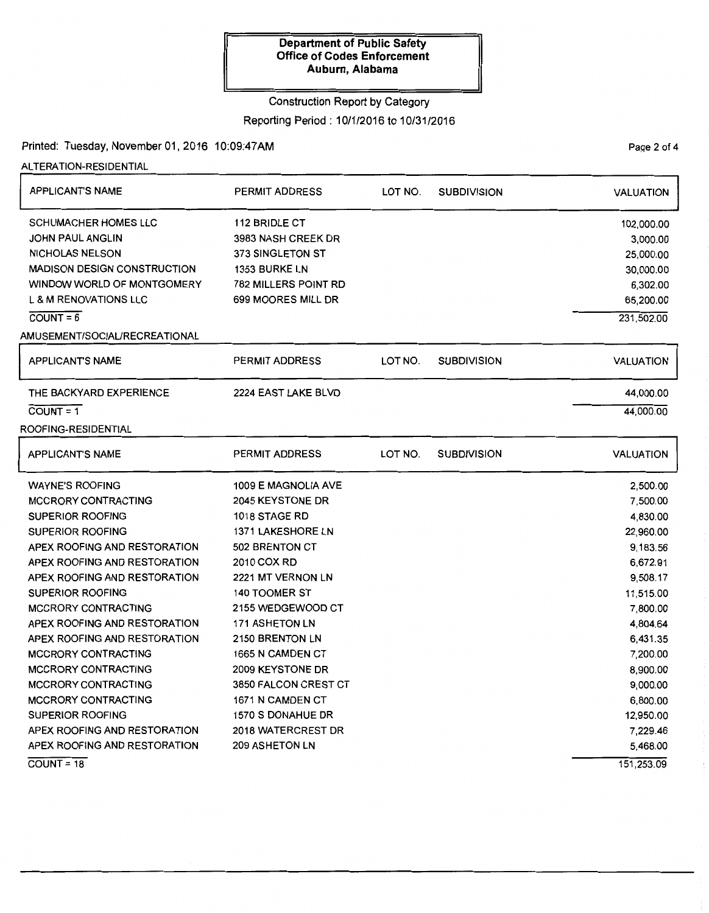**Department of Public Safety**
**Office of Codes Enforcement**
**Auburn, Alabama**

Construction Report by Category

Reporting Period : 10/1/2016 to 10/31/2016

Printed: Tuesday, November 01, 2016 10:09:47AM

ALTERATION-RESIDENTIAL

| APPLICANT'S NAME | PERMIT ADDRESS | LOT NO. | SUBDIVISION | VALUATION |
|---|---|---|---|---|
| SCHUMACHER HOMES LLC | 112 BRIDLE CT | | | 102,000.00 |
| JOHN PAUL ANGLIN | 3983 NASH CREEK DR | | | 3,000.00 |
| NICHOLAS NELSON | 373 SINGLETON ST | | | 25,000.00 |
| MADISON DESIGN CONSTRUCTION | 1353 BURKE LN | | | 30,000.00 |
| WINDOW WORLD OF MONTGOMERY | 782 MILLERS POINT RD | | | 6,302.00 |
| L & M RENOVATIONS LLC | 699 MOORES MILL DR | | | 65,200.00 |
| COUNT = 6 | | | | 231,502.00 |

AMUSEMENT/SOCIAL/RECREATIONAL

| APPLICANT'S NAME | PERMIT ADDRESS | LOT NO. | SUBDIVISION | VALUATION |
|---|---|---|---|---|
| THE BACKYARD EXPERIENCE | 2224 EAST LAKE BLVD | | | 44,000.00 |
| COUNT = 1 | | | | 44,000.00 |

ROOFING-RESIDENTIAL

| APPLICANT'S NAME | PERMIT ADDRESS | LOT NO. | SUBDIVISION | VALUATION |
|---|---|---|---|---|
| WAYNE'S ROOFING | 1009 E MAGNOLIA AVE | | | 2,500.00 |
| MCCRORY CONTRACTING | 2045 KEYSTONE DR | | | 7,500.00 |
| SUPERIOR ROOFING | 1018 STAGE RD | | | 4,830.00 |
| SUPERIOR ROOFING | 1371 LAKESHORE LN | | | 22,960.00 |
| APEX ROOFING AND RESTORATION | 502 BRENTON CT | | | 9,183.56 |
| APEX ROOFING AND RESTORATION | 2010 COX RD | | | 6,672.91 |
| APEX ROOFING AND RESTORATION | 2221 MT VERNON LN | | | 9,508.17 |
| SUPERIOR ROOFING | 140 TOOMER ST | | | 11,515.00 |
| MCCRORY CONTRACTING | 2155 WEDGEWOOD CT | | | 7,800.00 |
| APEX ROOFING AND RESTORATION | 171 ASHETON LN | | | 4,804.64 |
| APEX ROOFING AND RESTORATION | 2150 BRENTON LN | | | 6,431.35 |
| MCCRORY CONTRACTING | 1665 N CAMDEN CT | | | 7,200.00 |
| MCCRORY CONTRACTING | 2009 KEYSTONE DR | | | 8,900.00 |
| MCCRORY CONTRACTING | 3850 FALCON CREST CT | | | 9,000.00 |
| MCCRORY CONTRACTING | 1671 N CAMDEN CT | | | 6,800.00 |
| SUPERIOR ROOFING | 1570 S DONAHUE DR | | | 12,950.00 |
| APEX ROOFING AND RESTORATION | 2018 WATERCREST DR | | | 7,229.46 |
| APEX ROOFING AND RESTORATION | 209 ASHETON LN | | | 5,468.00 |
| COUNT = 18 | | | | 151,253.09 |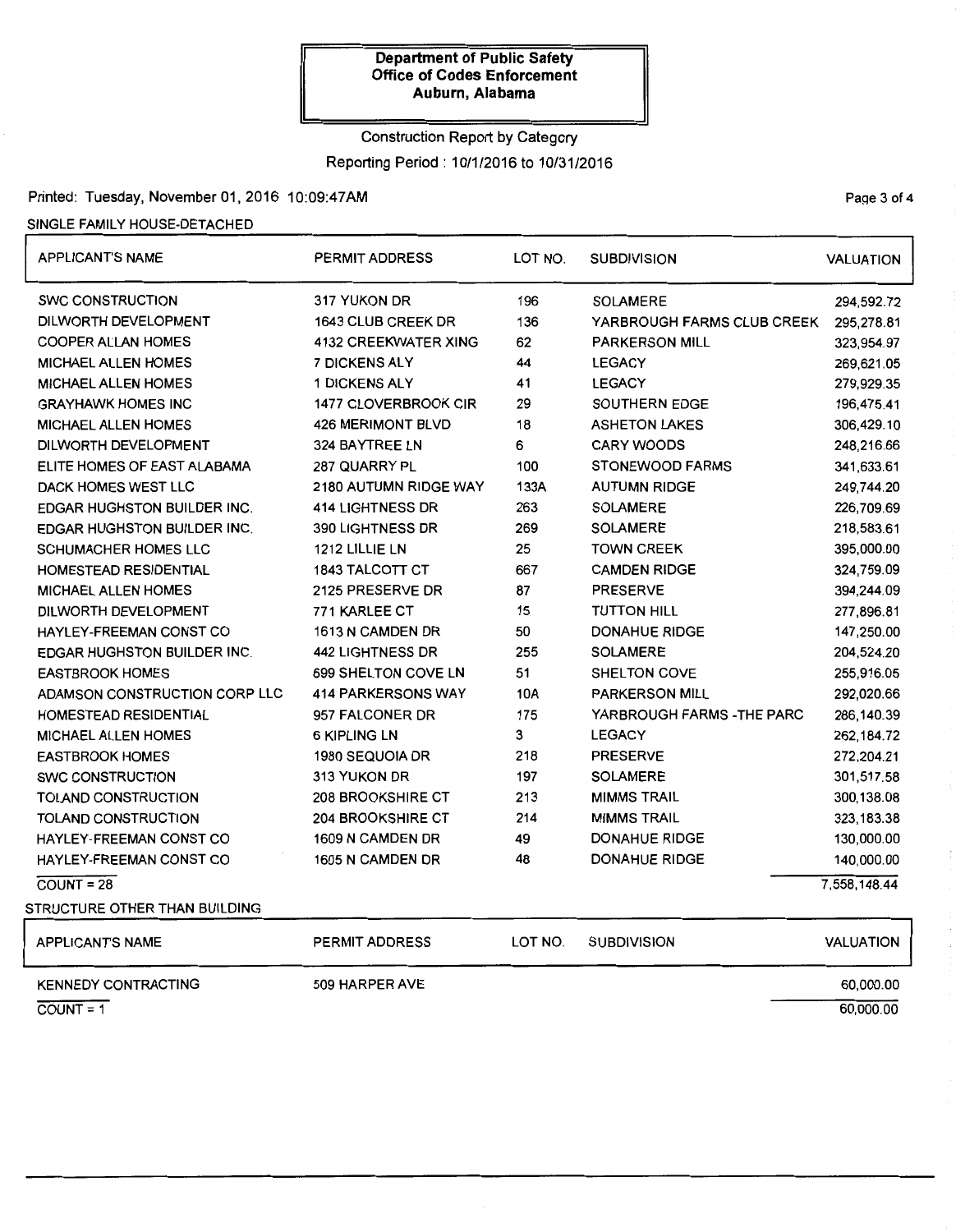**Department of Public Safety**
**Office of Codes Enforcement**
**Auburn, Alabama**

Construction Report by Category

Reporting Period : 10/1/2016 to 10/31/2016

Printed: Tuesday, November 01, 2016 10:09:47AM

SINGLE FAMILY HOUSE-DETACHED

| APPLICANT'S NAME | PERMIT ADDRESS | LOT NO. | SUBDIVISION | VALUATION |
|---|---|---|---|---|
| SWC CONSTRUCTION | 317 YUKON DR | 196 | SOLAMERE | 294,592.72 |
| DILWORTH DEVELOPMENT | 1643 CLUB CREEK DR | 136 | YARBROUGH FARMS CLUB CREEK | 295,278.81 |
| COOPER ALLAN HOMES | 4132 CREEKWATER XING | 62 | PARKERSON MILL | 323,954.97 |
| MICHAEL ALLEN HOMES | 7 DICKENS ALY | 44 | LEGACY | 269,621.05 |
| MICHAEL ALLEN HOMES | 1 DICKENS ALY | 41 | LEGACY | 279,929.35 |
| GRAYHAWK HOMES INC | 1477 CLOVERBROOK CIR | 29 | SOUTHERN EDGE | 196,475.41 |
| MICHAEL ALLEN HOMES | 426 MERIMONT BLVD | 18 | ASHETON LAKES | 306,429.10 |
| DILWORTH DEVELOPMENT | 324 BAYTREE LN | 6 | CARY WOODS | 248,216.66 |
| ELITE HOMES OF EAST ALABAMA | 287 QUARRY PL | 100 | STONEWOOD FARMS | 341,633.61 |
| DACK HOMES WEST LLC | 2180 AUTUMN RIDGE WAY | 133A | AUTUMN RIDGE | 249,744.20 |
| EDGAR HUGHSTON BUILDER INC. | 414 LIGHTNESS DR | 263 | SOLAMERE | 226,709.69 |
| EDGAR HUGHSTON BUILDER INC. | 390 LIGHTNESS DR | 269 | SOLAMERE | 218,583.61 |
| SCHUMACHER HOMES LLC | 1212 LILLIE LN | 25 | TOWN CREEK | 395,000.00 |
| HOMESTEAD RESIDENTIAL | 1843 TALCOTT CT | 667 | CAMDEN RIDGE | 324,759.09 |
| MICHAEL ALLEN HOMES | 2125 PRESERVE DR | 87 | PRESERVE | 394,244.09 |
| DILWORTH DEVELOPMENT | 771 KARLEE CT | 15 | TUTTON HILL | 277,896.81 |
| HAYLEY-FREEMAN CONST CO | 1613 N CAMDEN DR | 50 | DONAHUE RIDGE | 147,250.00 |
| EDGAR HUGHSTON BUILDER INC. | 442 LIGHTNESS DR | 255 | SOLAMERE | 204,524.20 |
| EASTBROOK HOMES | 699 SHELTON COVE LN | 51 | SHELTON COVE | 255,916.05 |
| ADAMSON CONSTRUCTION CORP LLC | 414 PARKERSONS WAY | 10A | PARKERSON MILL | 292,020.66 |
| HOMESTEAD RESIDENTIAL | 957 FALCONER DR | 175 | YARBROUGH FARMS -THE PARC | 286,140.39 |
| MICHAEL ALLEN HOMES | 6 KIPLING LN | 3 | LEGACY | 262,184.72 |
| EASTBROOK HOMES | 1980 SEQUOIA DR | 218 | PRESERVE | 272,204.21 |
| SWC CONSTRUCTION | 313 YUKON DR | 197 | SOLAMERE | 301,517.58 |
| TOLAND CONSTRUCTION | 208 BROOKSHIRE CT | 213 | MIMMS TRAIL | 300,138.08 |
| TOLAND CONSTRUCTION | 204 BROOKSHIRE CT | 214 | MIMMS TRAIL | 323,183.38 |
| HAYLEY-FREEMAN CONST CO | 1609 N CAMDEN DR | 49 | DONAHUE RIDGE | 130,000.00 |
| HAYLEY-FREEMAN CONST CO | 1605 N CAMDEN DR | 48 | DONAHUE RIDGE | 140,000.00 |
| COUNT = 28 | | | | 7,558,148.44 |

STRUCTURE OTHER THAN BUILDING

| APPLICANT'S NAME | PERMIT ADDRESS | LOT NO. | SUBDIVISION | VALUATION |
|---|---|---|---|---|
| KENNEDY CONTRACTING | 509 HARPER AVE | | | 60,000.00 |
| COUNT = 1 | | | | 60,000.00 |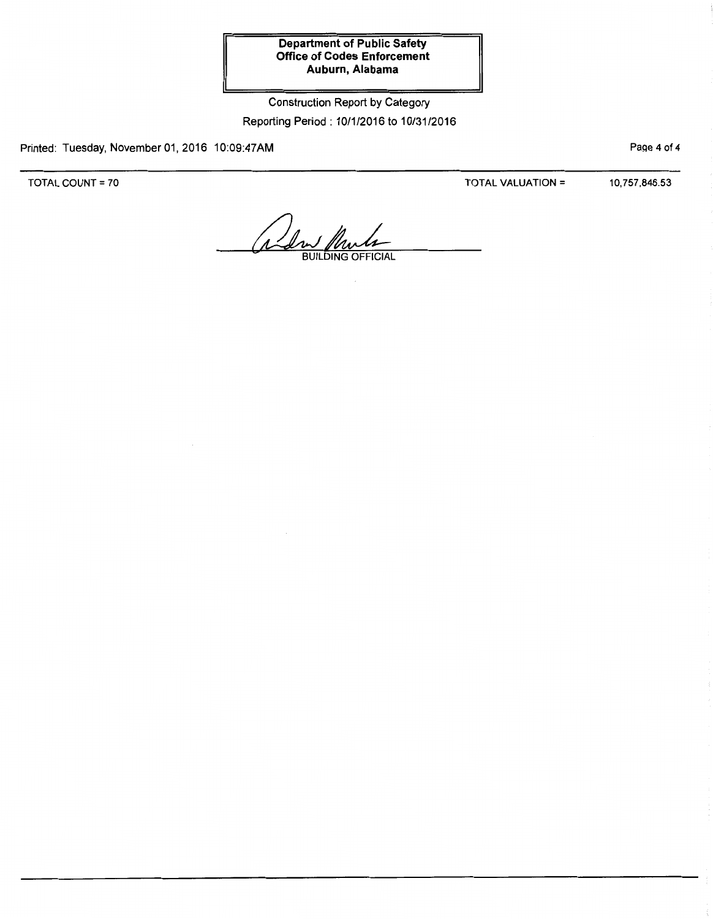**Department of Public Safety**
**Office of Codes Enforcement**
**Auburn, Alabama**

Construction Report by Category

Reporting Period : 10/1/2016 to 10/31/2016

Printed: Tuesday, November 01, 2016 10:09:47AM

TOTAL COUNT = 70 TOTAL VALUATION = 10,757,846.53

BUILDING OFFICIAL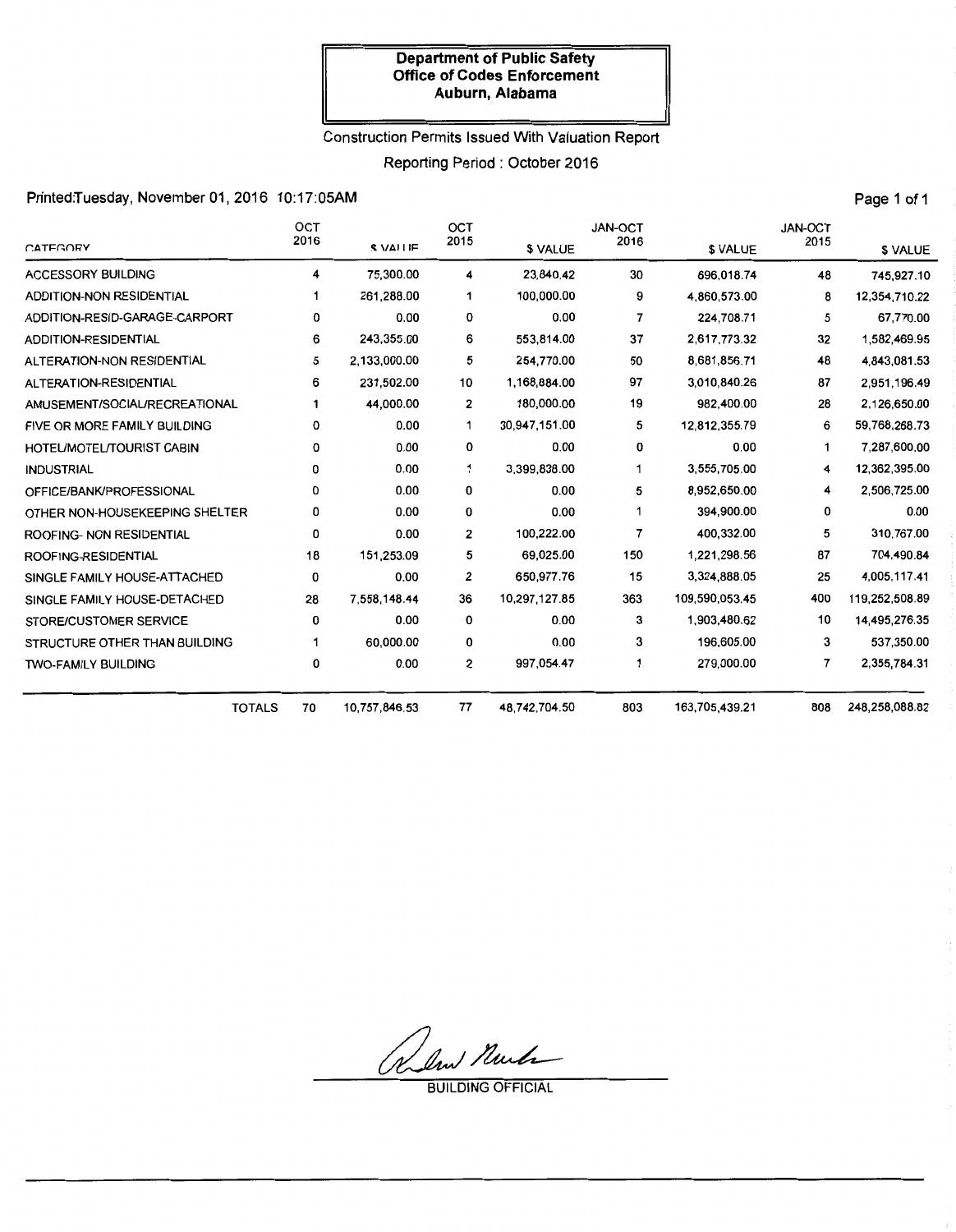**Department of Public Safety**
**Office of Codes Enforcement**
**Auburn, Alabama**

Construction Permits Issued With Valuation Report

Reporting Period : October 2016

Printed:Tuesday, November 01, 2016 10:17:05AM

| CATEGORY | OCT 2016 | $ VALUE | OCT 2015 | $ VALUE | JAN-OCT 2016 | $ VALUE | JAN-OCT 2015 | $ VALUE |
|---|---|---|---|---|---|---|---|---|
| ACCESSORY BUILDING | 4 | 75,300.00 | 4 | 23,840.42 | 30 | 696,018.74 | 48 | 745,927.10 |
| ADDITION-NON RESIDENTIAL | 1 | 261,288.00 | 1 | 100,000.00 | 9 | 4,860,573.00 | 8 | 12,354,710.22 |
| ADDITION-RESID-GARAGE-CARPORT | 0 | 0.00 | 0 | 0.00 | 7 | 224,708.71 | 5 | 67,770.00 |
| ADDITION-RESIDENTIAL | 6 | 243,355.00 | 6 | 553,814.00 | 37 | 2,617,773.32 | 32 | 1,582,469.95 |
| ALTERATION-NON RESIDENTIAL | 5 | 2,133,000.00 | 5 | 254,770.00 | 50 | 8,681,856.71 | 48 | 4,843,081.53 |
| ALTERATION-RESIDENTIAL | 6 | 231,502.00 | 10 | 1,168,884.00 | 97 | 3,010,840.26 | 87 | 2,951,196.49 |
| AMUSEMENT/SOCIAL/RECREATIONAL | 1 | 44,000.00 | 2 | 180,000.00 | 19 | 982,400.00 | 28 | 2,126,650.00 |
| FIVE OR MORE FAMILY BUILDING | 0 | 0.00 | 1 | 30,947,151.00 | 5 | 12,812,355.79 | 6 | 59,768,268.73 |
| HOTEL/MOTEL/TOURIST CABIN | 0 | 0.00 | 0 | 0.00 | 0 | 0.00 | 1 | 7,287,600.00 |
| INDUSTRIAL | 0 | 0.00 | 1 | 3,399,838.00 | 1 | 3,555,705.00 | 4 | 12,362,395.00 |
| OFFICE/BANK/PROFESSIONAL | 0 | 0.00 | 0 | 0.00 | 5 | 8,952,650.00 | 4 | 2,506,725.00 |
| OTHER NON-HOUSEKEEPING SHELTER | 0 | 0.00 | 0 | 0.00 | 1 | 394,900.00 | 0 | 0.00 |
| ROOFING- NON RESIDENTIAL | 0 | 0.00 | 2 | 100,222.00 | 7 | 400,332.00 | 5 | 310,767.00 |
| ROOFING-RESIDENTIAL | 18 | 151,253.09 | 5 | 69,025.00 | 150 | 1,221,298.56 | 87 | 704,490.84 |
| SINGLE FAMILY HOUSE-ATTACHED | 0 | 0.00 | 2 | 650,977.76 | 15 | 3,324,888.05 | 25 | 4,005,117.41 |
| SINGLE FAMILY HOUSE-DETACHED | 28 | 7,558,148.44 | 36 | 10,297,127.85 | 363 | 109,590,053.45 | 400 | 119,252,508.89 |
| STORE/CUSTOMER SERVICE | 0 | 0.00 | 0 | 0.00 | 3 | 1,903,480.62 | 10 | 14,495,276.35 |
| STRUCTURE OTHER THAN BUILDING | 1 | 60,000.00 | 0 | 0.00 | 3 | 196,605.00 | 3 | 537,350.00 |
| TWO-FAMILY BUILDING | 0 | 0.00 | 2 | 997,054.47 | 1 | 279,000.00 | 7 | 2,355,784.31 |
| TOTALS | 70 | 10,757,846.53 | 77 | 48,742,704.50 | 803 | 163,705,439.21 | 808 | 248,258,088.82 |

BUILDING OFFICIAL